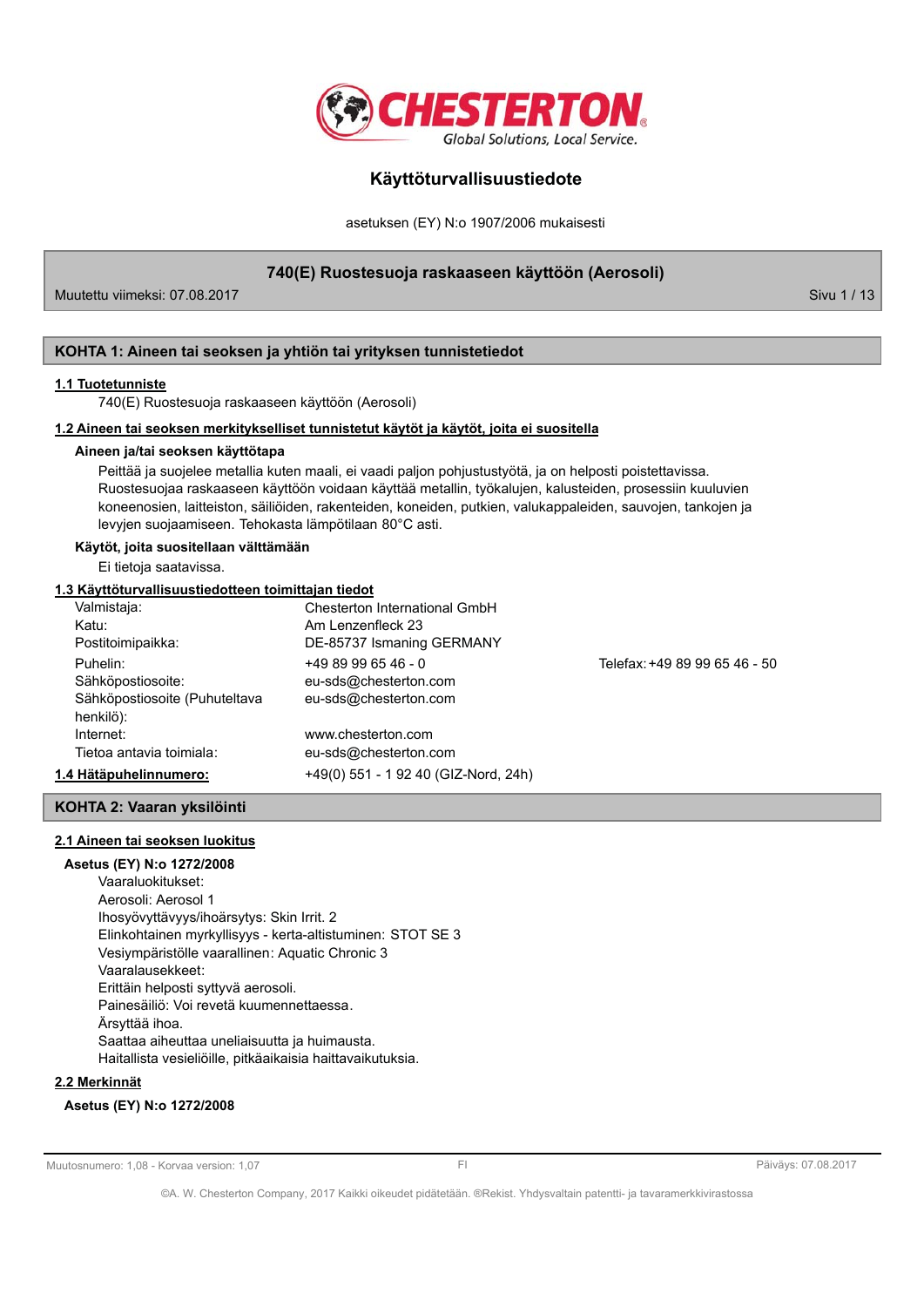# Käyttöturvallisuustiedote

asetuksen (EY) N:o 1907/2006 mukaisesti

## 740(E) Ruostesuoja raskaaseen käyttöön (Aerosoli)

Muutettu viimeksi: 07.08.2017

## KOHTA 1: Aineen tai seoksen ja yhtiön tai yrityksen tunnistetiedot

### 1.1 Tuotetunniste

740(E) Ruostesuoja raskaaseen käyttöön (Aerosoli)

### 1.2 Aineen tai seoksen merkitykselliset tunnistetut käytöt ja käytöt, joita ei suositella

**Aineen ja/tai seoksen käyttötapa**

Peittää ja suojelee metallia kuten maali, ei vaadi paljon pohjustustyötä, ja on helposti poistettavissa. Ruostesuojaa raskaaseen käyttöön voidaan käyttää metallin, työkalujen, kalusteiden, prosessiin kuuluvien koneenosien, laitteiston, säiliöiden, rakenteiden, koneiden, putkien, valukappaleiden, sauvojen, tankojen ja levyjen suojaamiseen. Tehokasta lämpötilaan 80°C asti.

**Käytöt, joita suositellaan välttämään**

Ei tietoja saatavissa.

### 1.3 Käyttöturvallisuustiedotteen toimittajan tiedot

| | | |
|---|---|---|
| Valmistaja: | Chesterton International GmbH | |
| Katu: | Am Lenzenfleck 23 | |
| Postitoimipaikka: | DE-85737 Ismaning GERMANY | |
| Puhelin: | +49 89 99 65 46 - 0 | Telefax: +49 89 99 65 46 - 50 |
| Sähköpostiosoite: | eu-sds@chesterton.com | |
| Sähköpostiosoite (Puhuteltava henkilö): | eu-sds@chesterton.com | |
| Internet: | www.chesterton.com | |
| Tietoa antavia toimiala: | eu-sds@chesterton.com | |

### 1.4 Hätäpuhelinnumero:

+49(0) 551 - 1 92 40 (GIZ-Nord, 24h)

## KOHTA 2: Vaaran yksilöinti

### 2.1 Aineen tai seoksen luokitus

**Asetus (EY) N:o 1272/2008**

Vaaraluokitukset:
Aerosoli: Aerosol 1
Ihosyövyttävyys/ihoärsytys: Skin Irrit. 2
Elinkohtainen myrkyllisyys - kerta-altistuminen: STOT SE 3
Vesiympäristölle vaarallinen: Aquatic Chronic 3
Vaaralausekkeet:
Erittäin helposti syttyvä aerosoli.
Painesäiliö: Voi revetä kuumennettaessa.
Ärsyttää ihoa.
Saattaa aiheuttaa uneliaisuutta ja huimausta.
Haitallista vesieliöille, pitkäaikaisia haittavaikutuksia.

### 2.2 Merkinnät

**Asetus (EY) N:o 1272/2008**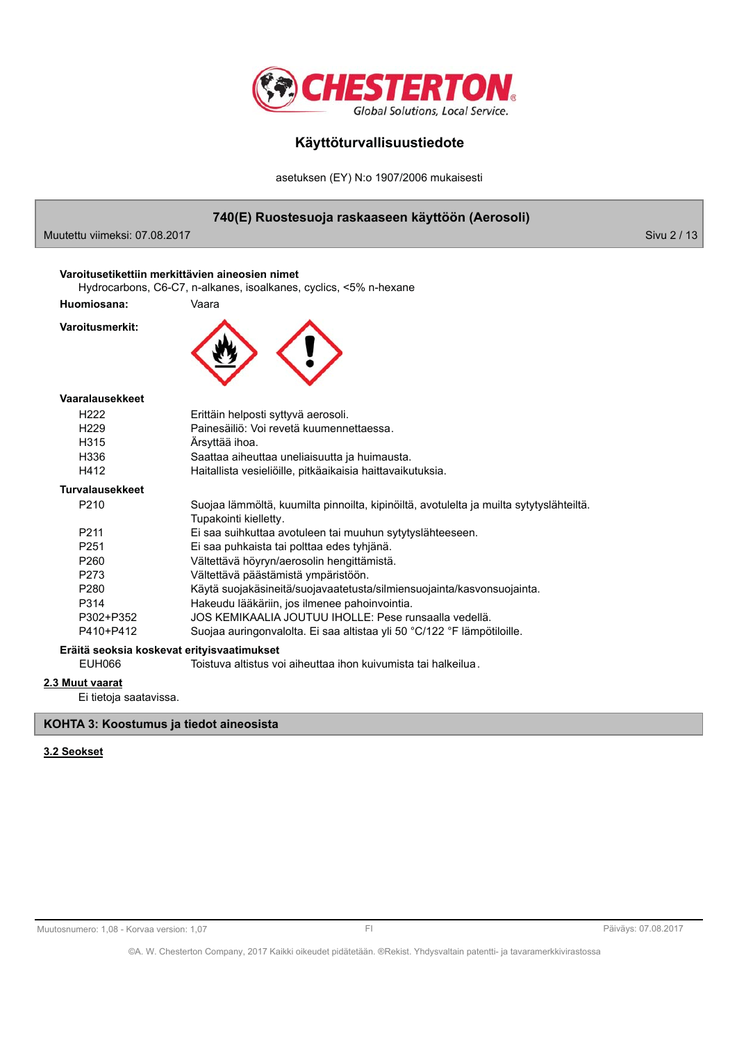**Varoitusetikettiin merkittävien aineosien nimet**

Hydrocarbons, C6-C7, n-alkanes, isoalkanes, cyclics, <5% n-hexane

**Huomiosana:** Vaara

**Varoitusmerkit:**

**Vaaralausekkeet**

| | |
|---|---|
| H222 | Erittäin helposti syttyvä aerosoli. |
| H229 | Painesäiliö: Voi revetä kuumennettaessa. |
| H315 | Ärsyttää ihoa. |
| H336 | Saattaa aiheuttaa uneliaisuutta ja huimausta. |
| H412 | Haitallista vesieliöille, pitkäaikaisia haittavaikutuksia. |

**Turvalausekkeet**

| | |
|---|---|
| P210 | Suojaa lämmöltä, kuumilta pinnoilta, kipinöiltä, avotulelta ja muilta sytytyslähteiltä. Tupakointi kielletty. |
| P211 | Ei saa suihkuttaa avotuleen tai muuhun sytytyslähteeseen. |
| P251 | Ei saa puhkaista tai polttaa edes tyhjänä. |
| P260 | Vältettävä höyryn/aerosolin hengittämistä. |
| P273 | Vältettävä päästämistä ympäristöön. |
| P280 | Käytä suojakäsineitä/suojavaatetusta/silmiensuojainta/kasvonsuojainta. |
| P314 | Hakeudu lääkäriin, jos ilmenee pahoinvointia. |
| P302+P352 | JOS KEMIKAALIA JOUTUU IHOLLE: Pese runsaalla vedellä. |
| P410+P412 | Suojaa auringonvalolta. Ei saa altistaa yli 50 °C/122 °F lämpötiloille. |

**Eräitä seoksia koskevat erityisvaatimukset**

| | |
|---|---|
| EUH066 | Toistuva altistus voi aiheuttaa ihon kuivumista tai halkeilua. |

### 2.3 Muut vaarat

Ei tietoja saatavissa.

## KOHTA 3: Koostumus ja tiedot aineosista

### 3.2 Seokset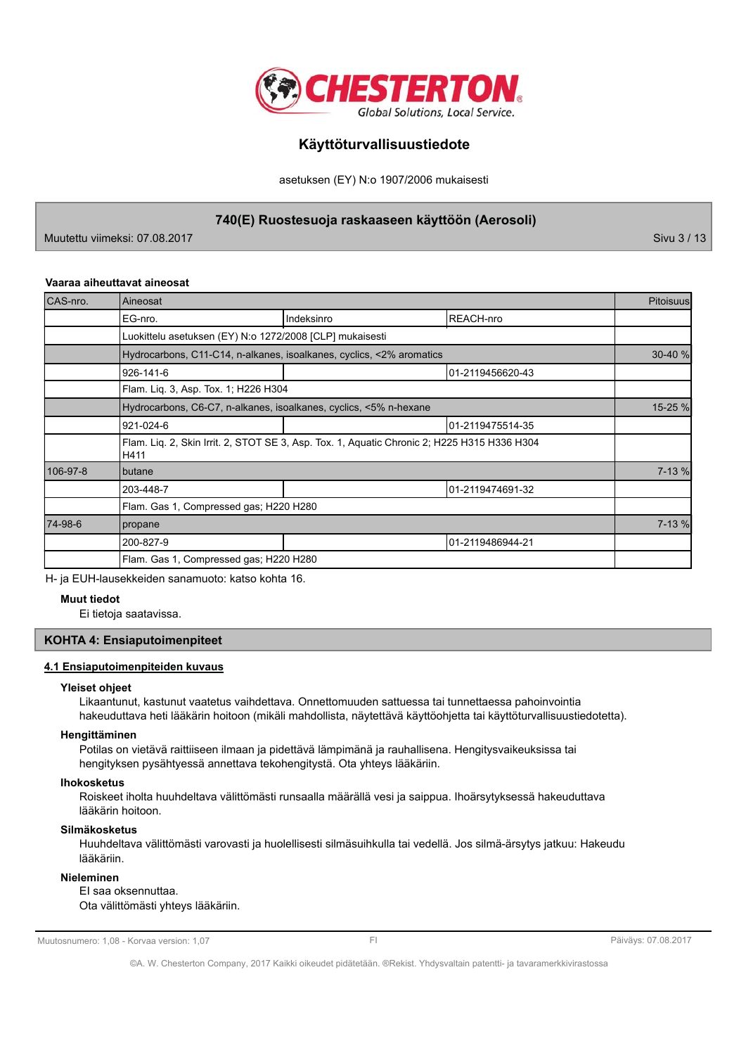#### Vaaraa aiheuttavat aineosat

| CAS-nro. | Aineosat | | | Pitoisuus |
|---|---|---|---|---|
| | EG-nro. | Indeksinro | REACH-nro | |
| | Luokittelu asetuksen (EY) N:o 1272/2008 [CLP] mukaisesti | | | |
| | Hydrocarbons, C11-C14, n-alkanes, isoalkanes, cyclics, <2% aromatics | | | 30-40 % |
| | 926-141-6 | | 01-2119456620-43 | |
| | Flam. Liq. 3, Asp. Tox. 1; H226 H304 | | | |
| | Hydrocarbons, C6-C7, n-alkanes, isoalkanes, cyclics, <5% n-hexane | | | 15-25 % |
| | 921-024-6 | | 01-2119475514-35 | |
| | Flam. Liq. 2, Skin Irrit. 2, STOT SE 3, Asp. Tox. 1, Aquatic Chronic 2; H225 H315 H336 H304 H411 | | | |
| 106-97-8 | butane | | | 7-13 % |
| | 203-448-7 | | 01-2119474691-32 | |
| | Flam. Gas 1, Compressed gas; H220 H280 | | | |
| 74-98-6 | propane | | | 7-13 % |
| | 200-827-9 | | 01-2119486944-21 | |
| | Flam. Gas 1, Compressed gas; H220 H280 | | | |

H- ja EUH-lausekkeiden sanamuoto: katso kohta 16.

**Muut tiedot**

Ei tietoja saatavissa.

## KOHTA 4: Ensiaputoimenpiteet

### 4.1 Ensiaputoimenpiteiden kuvaus

**Yleiset ohjeet**

Likaantunut, kastunut vaatetus vaihdettava. Onnettomuuden sattuessa tai tunnettaessa pahoinvointia hakeuduttava heti lääkärin hoitoon (mikäli mahdollista, näytettävä käyttöohjetta tai käyttöturvallisuustiedotetta).

**Hengittäminen**

Potilas on vietävä raittiiseen ilmaan ja pidettävä lämpimänä ja rauhallisena. Hengitysvaikeuksissa tai hengityksen pysähtyessä annettava tekohengitystä. Ota yhteys lääkäriin.

**Ihokosketus**

Roiskeet iholta huuhdeltava välittömästi runsaalla määrällä vesi ja saippua. Ihoärsytyksessä hakeuduttava lääkärin hoitoon.

**Silmäkosketus**

Huuhdeltava välittömästi varovasti ja huolellisesti silmäsuihkulla tai vedellä. Jos silmä-ärsytys jatkuu: Hakeudu lääkäriin.

**Nieleminen**

EI saa oksennuttaa.
Ota välittömästi yhteys lääkäriin.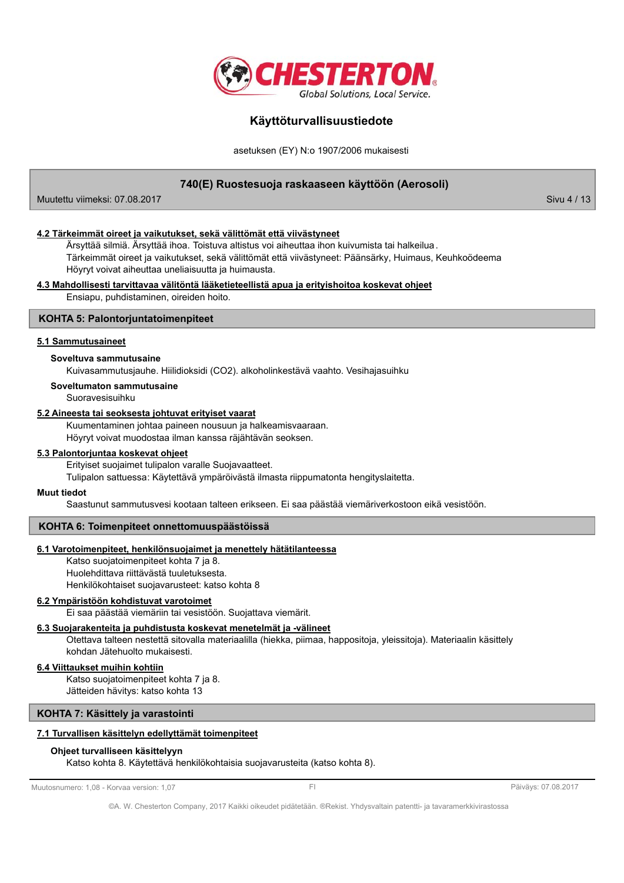#### 4.2 Tärkeimmät oireet ja vaikutukset, sekä välittömät että viivästyneet

Ärsyttää silmiä. Ärsyttää ihoa. Toistuva altistus voi aiheuttaa ihon kuivumista tai halkeilua.
Tärkeimmät oireet ja vaikutukset, sekä välittömät että viivästyneet: Päänsärky, Huimaus, Keuhkoödeema
Höyryt voivat aiheuttaa uneliaisuutta ja huimausta.

#### 4.3 Mahdollisesti tarvittavaa välitöntä lääketieteellistä apua ja erityishoitoa koskevat ohjeet

Ensiapu, puhdistaminen, oireiden hoito.

## KOHTA 5: Palontorjuntatoimenpiteet

#### 5.1 Sammutusaineet

**Soveltuva sammutusaine**

Kuivasammutusjauhe. Hiilidioksidi ($CO_2$). alkoholinkestävä vaahto. Vesihajasuihku

**Soveltumaton sammutusaine**

Suoravesisuihku

#### 5.2 Aineesta tai seoksesta johtuvat erityiset vaarat

Kuumentaminen johtaa paineen nousuun ja halkeamisvaaraan.
Höyryt voivat muodostaa ilman kanssa räjähtävän seoksen.

#### 5.3 Palontorjuntaa koskevat ohjeet

Erityiset suojaimet tulipalon varalle Suojavaatteet.
Tulipalon sattuessa: Käytettävä ympäröivästä ilmasta riippumatonta hengityslaitetta.

**Muut tiedot**

Saastunut sammutusvesi kootaan talteen erikseen. Ei saa päästää viemäriverkostoon eikä vesistöön.

## KOHTA 6: Toimenpiteet onnettomuuspäästöissä

#### 6.1 Varotoimenpiteet, henkilönsuojaimet ja menettely hätätilanteessa

Katso suojatoimenpiteet kohta 7 ja 8.
Huolehdittava riittävästä tuuletuksesta.
Henkilökohtaiset suojavarusteet: katso kohta 8

#### 6.2 Ympäristöön kohdistuvat varotoimet

Ei saa päästää viemäriin tai vesistöön. Suojattava viemärit.

#### 6.3 Suojarakenteita ja puhdistusta koskevat menetelmät ja -välineet

Otettava talteen nestettä sitovalla materiaalilla (hiekka, piimaa, happositoja, yleissitoja). Materiaalin käsittely kohdan Jätehuolto mukaisesti.

#### 6.4 Viittaukset muihin kohtiin

Katso suojatoimenpiteet kohta 7 ja 8.
Jätteiden hävitys: katso kohta 13

## KOHTA 7: Käsittely ja varastointi

#### 7.1 Turvallisen käsittelyn edellyttämät toimenpiteet

**Ohjeet turvalliseen käsittelyyn**

Katso kohta 8. Käytettävä henkilökohtaisia suojavarusteita (katso kohta 8).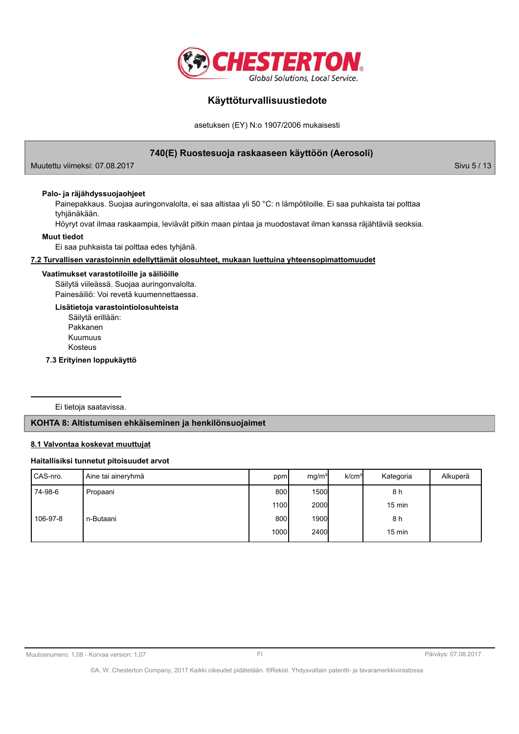**Palo- ja räjähdyssuojaohjeet**

Painepakkaus. Suojaa auringonvalolta, ei saa altistaa yli 50 °C: n lämpötiloille. Ei saa puhkaista tai polttaa tyhjänäkään.
Höyryt ovat ilmaa raskaampia, leviävät pitkin maan pintaa ja muodostavat ilman kanssa räjähtäviä seoksia.

**Muut tiedot**

Ei saa puhkaista tai polttaa edes tyhjänä.

**7.2 Turvallisen varastoinnin edellyttämät olosuhteet, mukaan luettuina yhteensopimattomuudet**

**Vaatimukset varastotiloille ja säiliöille**

Säilytä viileässä. Suojaa auringonvalolta.
Painesäiliö: Voi revetä kuumennettaessa.

**Lisätietoja varastointiolosuhteista**

Säilytä erillään:
Pakkanen
Kuumuus
Kosteus

**7.3 Erityinen loppukäyttö**

Ei tietoja saatavissa.

## KOHTA 8: Altistumisen ehkäiseminen ja henkilönsuojaimet

**8.1 Valvontaa koskevat muuttujat**

**Haitallisiksi tunnetut pitoisuudet arvot**

| CAS-nro. | Aine tai aineryhmä | ppm | mg/m³ | k/cm³ | Kategoria | Alkuperä |
|---|---|---|---|---|---|---|
| 74-98-6 | Propaani | 800 | 1500 | | 8 h | |
| | | 1100 | 2000 | | 15 min | |
| 106-97-8 | n-Butaani | 800 | 1900 | | 8 h | |
| | | 1000 | 2400 | | 15 min | |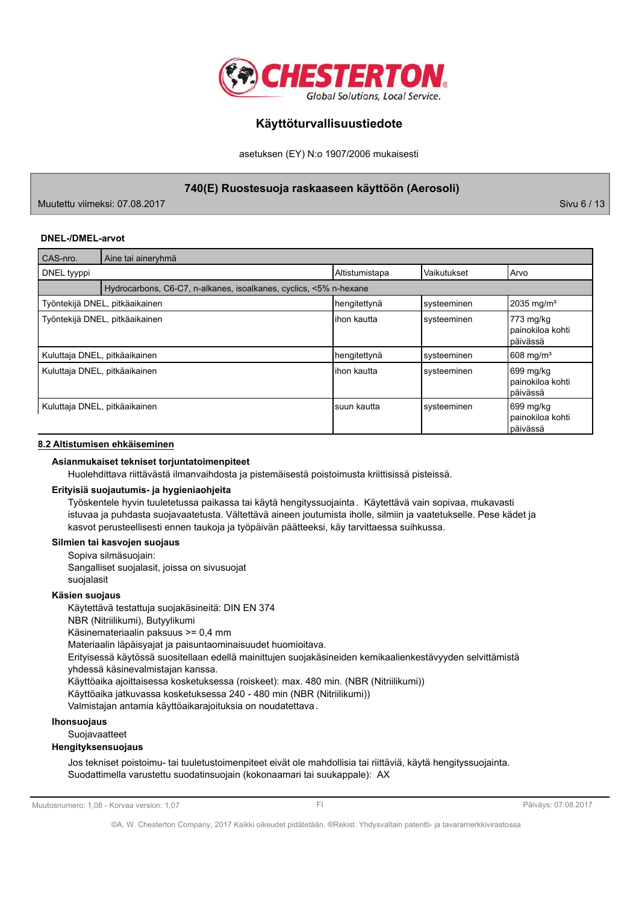### DNEL-/DMEL-arvot

| CAS-nro. | Aine tai aineryhmä | | | |
|---|---|---|---|---|
| DNEL tyyppi | | Altistumistapa | Vaikutukset | Arvo |
| | Hydrocarbons, C6-C7, n-alkanes, isoalkanes, cyclics, <5% n-hexane | | | |
| Työntekijä DNEL, pitkäaikainen | | hengitettynä | systeeminen | 2035 mg/m³ |
| Työntekijä DNEL, pitkäaikainen | | ihon kautta | systeeminen | 773 mg/kg painokiloa kohti päivässä |
| Kuluttaja DNEL, pitkäaikainen | | hengitettynä | systeeminen | 608 mg/m³ |
| Kuluttaja DNEL, pitkäaikainen | | ihon kautta | systeeminen | 699 mg/kg painokiloa kohti päivässä |
| Kuluttaja DNEL, pitkäaikainen | | suun kautta | systeeminen | 699 mg/kg painokiloa kohti päivässä |

## 8.2 Altistumisen ehkäiseminen

**Asianmukaiset tekniset torjuntatoimenpiteet**

Huolehdittava riittävästä ilmanvaihdosta ja pistemäisestä poistoimusta kriittisissä pisteissä.

**Erityisiä suojautumis- ja hygieniaohjeita**

Työskentele hyvin tuuletetussa paikassa tai käytä hengityssuojainta. Käytettävä vain sopivaa, mukavasti istuvaa ja puhdasta suojavaatetusta. Vältettävä aineen joutumista iholle, silmiin ja vaatetukselle. Pese kädet ja kasvot perusteellisesti ennen taukoja ja työpäivän päätteeksi, käy tarvittaessa suihkussa.

**Silmien tai kasvojen suojaus**

Sopiva silmäsuojain:
Sangalliset suojalasit, joissa on sivusuojat
suojalasit

**Käsien suojaus**

Käytettävä testattuja suojakäsineitä: DIN EN 374
NBR (Nitriilikumi), Butyylikumi
Käsinemateriaalin paksuus >= 0,4 mm
Materiaalin läpäisyajat ja paisuntaominaisuudet huomioitava.
Erityisessä käytössä suositellaan edellä mainittujen suojakäsineiden kemikaalienkestävyyden selvittämistä yhdessä käsinevalmistajan kanssa.
Käyttöaika ajoittaisessa kosketuksessa (roiskeet): max. 480 min. (NBR (Nitriilikumi))
Käyttöaika jatkuvassa kosketuksessa 240 - 480 min (NBR (Nitriilikumi))
Valmistajan antamia käyttöaikarajoituksia on noudatettava.

**Ihonsuojaus**

Suojavaatteet

**Hengityksensuojaus**

Jos tekniset poistoimu- tai tuuletustoimenpiteet eivät ole mahdollisia tai riittäviä, käytä hengityssuojainta.
Suodattimella varustettu suodatinsuojain (kokonaamari tai suukappale): AX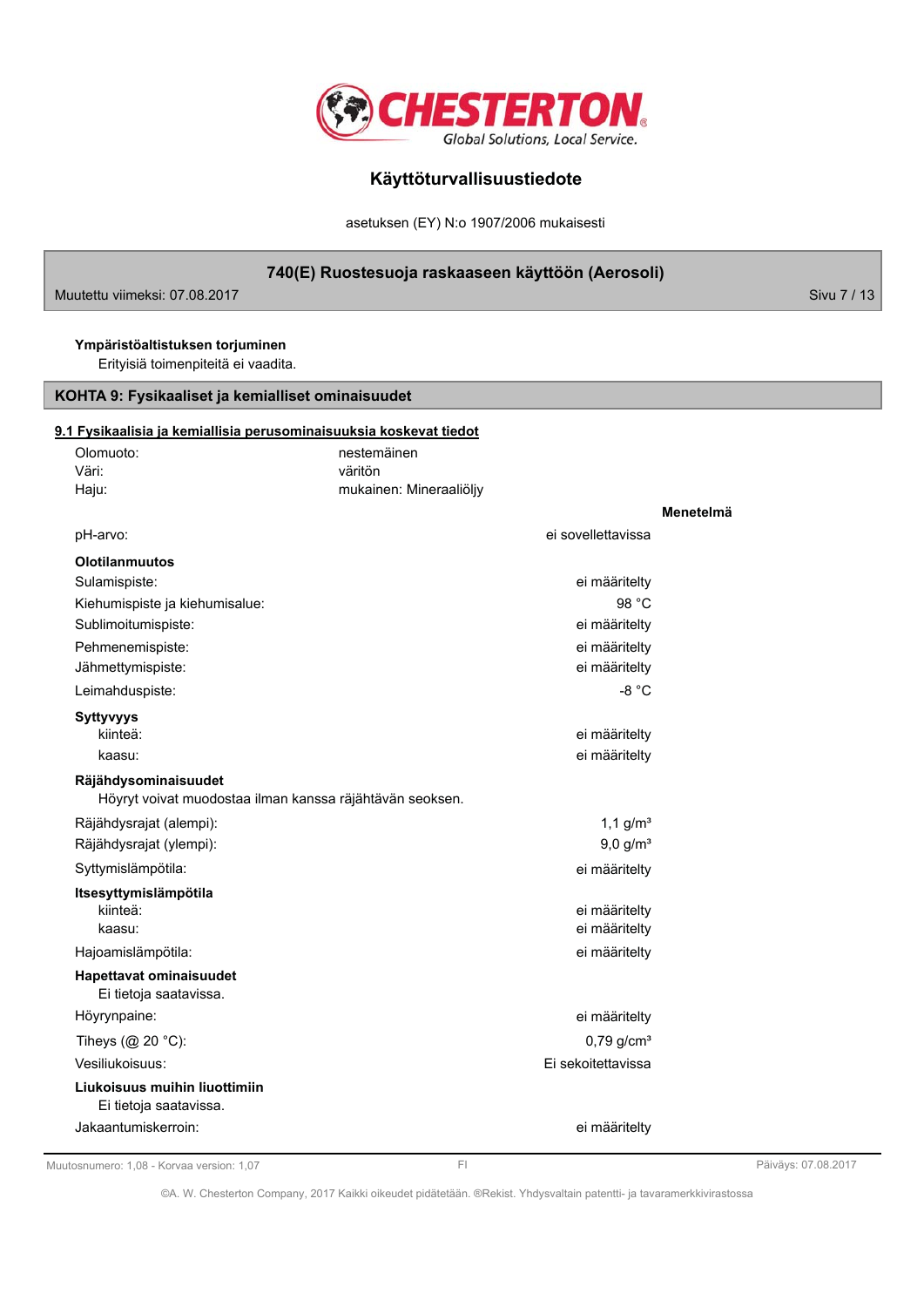**Ympäristöaltistuksen torjuminen**

Erityisiä toimenpiteitä ei vaadita.

## KOHTA 9: Fysikaaliset ja kemialliset ominaisuudet

### 9.1 Fysikaalisia ja kemiallisia perusominaisuuksia koskevat tiedot

| | | |
|---|---|---|
| Olomuoto: | nestemäinen | |
| Väri: | väritön | |
| Haju: | mukainen: Mineraaliöljy | |
| | | **Menetelmä** |
| pH-arvo: | ei sovellettavissa | |
| **Olotilanmuutos** | | |
| Sulamispiste: | ei määritelty | |
| Kiehumispiste ja kiehumisalue: | 98 °C | |
| Sublimoitumispiste: | ei määritelty | |
| Pehmenemispiste: | ei määritelty | |
| Jähmettymispiste: | ei määritelty | |
| Leimahduspiste: | -8 °C | |
| **Syttyvyys** | | |
| kiinteä: | ei määritelty | |
| kaasu: | ei määritelty | |

**Räjähdysominaisuudet**

Höyryt voivat muodostaa ilman kanssa räjähtävän seoksen.

| | | |
|---|---|---|
| Räjähdysrajat (alempi): | 1,1 g/m³ | |
| Räjähdysrajat (ylempi): | 9,0 g/m³ | |
| Syttymislämpötila: | ei määritelty | |
| **Itsesyttymislämpötila** | | |
| kiinteä: | ei määritelty | |
| kaasu: | ei määritelty | |
| Hajoamislämpötila: | ei määritelty | |

**Hapettavat ominaisuudet**

Ei tietoja saatavissa.

| | | |
|---|---|---|
| Höyrynpaine: | ei määritelty | |
| Tiheys (@ 20 °C): | 0,79 g/cm³ | |
| Vesiliukoisuus: | Ei sekoitettavissa | |

**Liukoisuus muihin liuottimiin**

Ei tietoja saatavissa.

| | | |
|---|---|---|
| Jakaantumiskerroin: | ei määritelty | |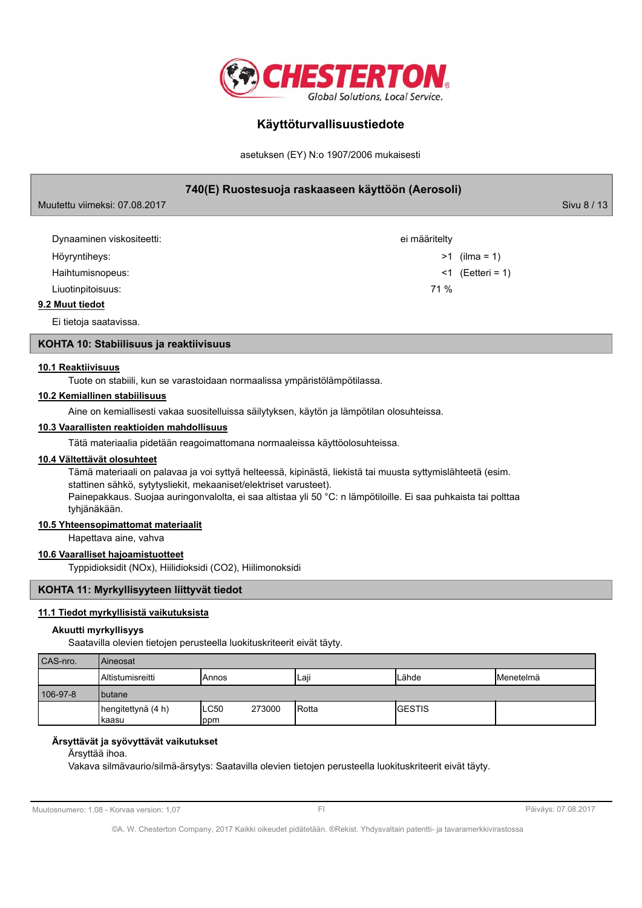| | |
|---|---|
| Dynaaminen viskositeetti: | ei määritelty |
| Höyryntiheys: | >1 (ilma = 1) |
| Haihtumisnopeus: | <1 (Eetteri = 1) |
| Liuotinpitoisuus: | 71 % |

**9.2 Muut tiedot**

Ei tietoja saatavissa.

## KOHTA 10: Stabiilisuus ja reaktiivisuus

**10.1 Reaktiivisuus**

Tuote on stabiili, kun se varastoidaan normaalissa ympäristölämpötilassa.

**10.2 Kemiallinen stabiilisuus**

Aine on kemiallisesti vakaa suositelluissa säilytyksen, käytön ja lämpötilan olosuhteissa.

**10.3 Vaarallisten reaktioiden mahdollisuus**

Tätä materiaalia pidetään reagoimattomana normaaleissa käyttöolosuhteissa.

**10.4 Vältettävät olosuhteet**

Tämä materiaali on palavaa ja voi syttyä helteessä, kipinästä, liekistä tai muusta syttymislähteetä (esim. stattinen sähkö, sytytysliekit, mekaaniset/elektriset varusteet).
Painepakkaus. Suojaa auringonvalolta, ei saa altistaa yli 50 °C: n lämpötiloille. Ei saa puhkaista tai polttaa tyhjänäkään.

**10.5 Yhteensopimattomat materiaalit**

Hapettava aine, vahva

**10.6 Vaaralliset hajoamistuotteet**

Typpidioksidit (NOx), Hiilidioksidi ($CO_2$), Hiilimonoksidi

## KOHTA 11: Myrkyllisyyteen liittyvät tiedot

**11.1 Tiedot myrkyllisistä vaikutuksista**

**Akuutti myrkyllisyys**

Saatavilla olevien tietojen perusteella luokituskriteerit eivät täyty.

| CAS-nro. | Aineosat | | | | |
|---|---|---|---|---|---|
| | Altistumisreitti | Annos | Laji | Lähde | Menetelmä |
| 106-97-8 | butane | | | | |
| | hengitettynä (4 h) kaasu | LC50 273000 ppm | Rotta | GESTIS | |

**Ärsyttävät ja syövyttävät vaikutukset**

Ärsyttää ihoa.
Vakava silmävaurio/silmä-ärsytys: Saatavilla olevien tietojen perusteella luokituskriteerit eivät täyty.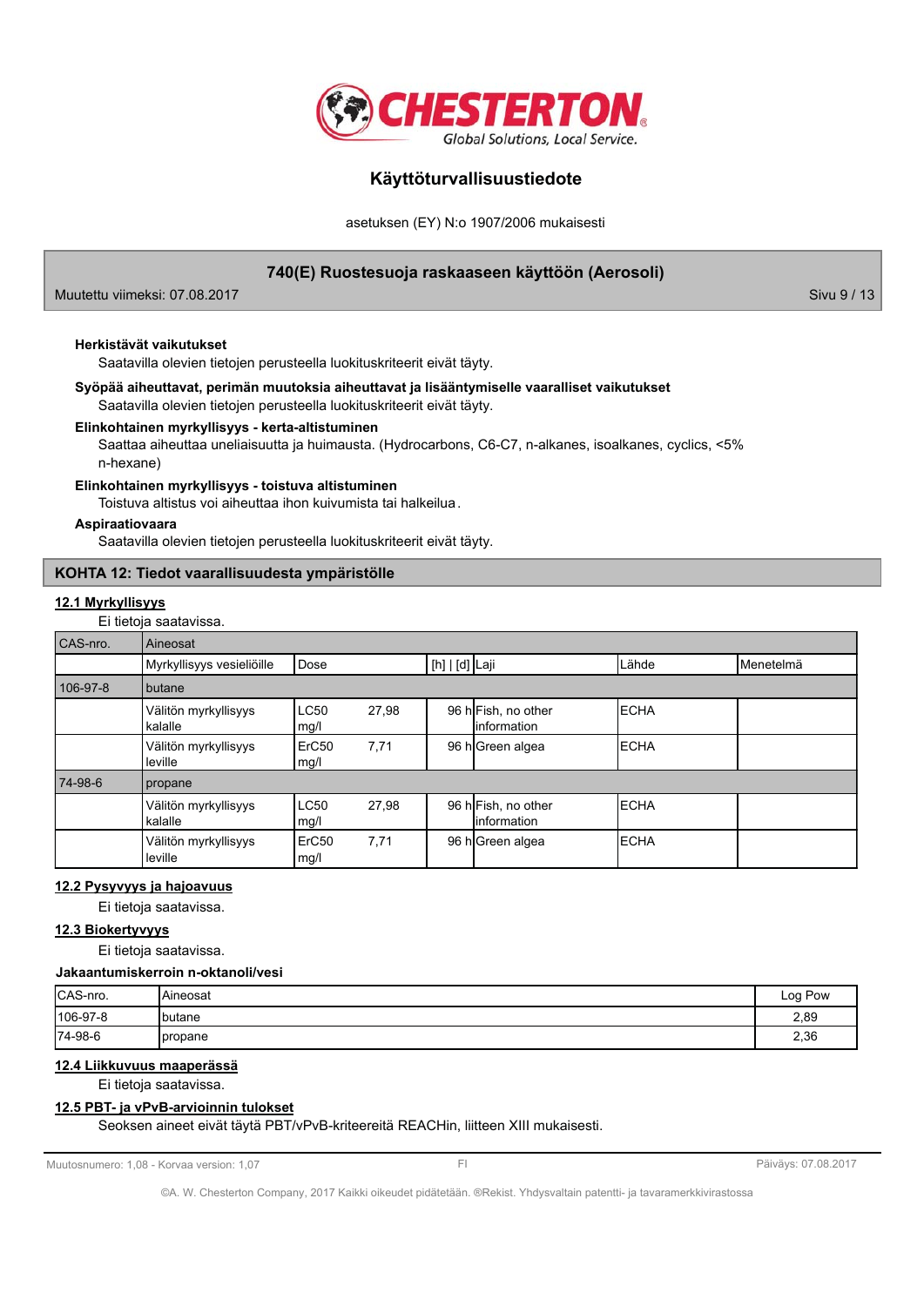**Herkistävät vaikutukset**

Saatavilla olevien tietojen perusteella luokituskriteerit eivät täyty.

**Syöpää aiheuttavat, perimän muutoksia aiheuttavat ja lisääntymiselle vaaralliset vaikutukset**

Saatavilla olevien tietojen perusteella luokituskriteerit eivät täyty.

**Elinkohtainen myrkyllisyys - kerta-altistuminen**

Saattaa aiheuttaa uneliaisuutta ja huimausta. (Hydrocarbons, C6-C7, n-alkanes, isoalkanes, cyclics, <5% n-hexane)

**Elinkohtainen myrkyllisyys - toistuva altistuminen**

Toistuva altistus voi aiheuttaa ihon kuivumista tai halkeilua.

**Aspiraatiovaara**

Saatavilla olevien tietojen perusteella luokituskriteerit eivät täyty.

## KOHTA 12: Tiedot vaarallisuudesta ympäristölle

### 12.1 Myrkyllisyys

Ei tietoja saatavissa.

| CAS-nro. | Aineosat | | | | | |
|---|---|---|---|---|---|---|
| | Myrkyllisyys vesieliöille | Dose | [h] \| [d] | Laji | Lähde | Menetelmä |
| 106-97-8 | butane | | | | | |
| | Välitön myrkyllisyys kalalle | LC50 27,98 mg/l | 96 h | Fish, no other information | ECHA | |
| | Välitön myrkyllisyys leville | ErC50 7,71 mg/l | 96 h | Green algea | ECHA | |
| 74-98-6 | propane | | | | | |
| | Välitön myrkyllisyys kalalle | LC50 27,98 mg/l | 96 h | Fish, no other information | ECHA | |
| | Välitön myrkyllisyys leville | ErC50 7,71 mg/l | 96 h | Green algea | ECHA | |

### 12.2 Pysyvyys ja hajoavuus

Ei tietoja saatavissa.

### 12.3 Biokertyvyys

Ei tietoja saatavissa.

**Jakaantumiskerroin n-oktanoli/vesi**

| CAS-nro. | Aineosat | Log Pow |
|---|---|---|
| 106-97-8 | butane | 2,89 |
| 74-98-6 | propane | 2,36 |

### 12.4 Liikkuvuus maaperässä

Ei tietoja saatavissa.

### 12.5 PBT- ja vPvB-arvioinnin tulokset

Seoksen aineet eivät täytä PBT/vPvB-kriteereitä REACHin, liitteen XIII mukaisesti.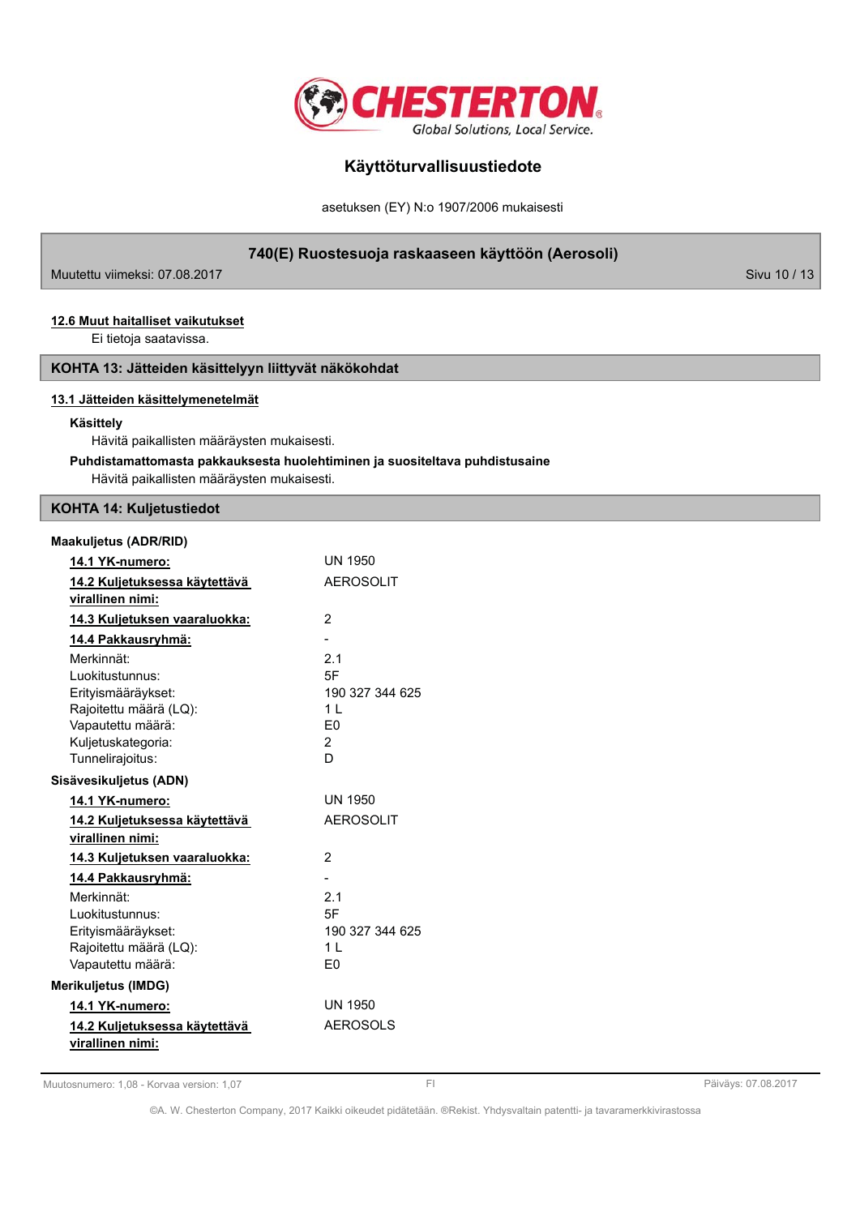#### 12.6 Muut haitalliset vaikutukset

Ei tietoja saatavissa.

## KOHTA 13: Jätteiden käsittelyyn liittyvät näkökohdat

#### 13.1 Jätteiden käsittelymenetelmät

**Käsittely**

Hävitä paikallisten määräysten mukaisesti.

**Puhdistamattomasta pakkauksesta huolehtiminen ja suositeltava puhdistusaine**

Hävitä paikallisten määräysten mukaisesti.

## KOHTA 14: Kuljetustiedot

**Maakuljetus (ADR/RID)**

| | |
|---|---|
| **14.1 YK-numero:** | UN 1950 |
| **14.2 Kuljetuksessa käytettävä virallinen nimi:** | AEROSOLIT |
| **14.3 Kuljetuksen vaaraluokka:** | 2 |
| **14.4 Pakkausryhmä:** | - |
| Merkinnät: | 2.1 |
| Luokitustunnus: | 5F |
| Erityismääräykset: | 190 327 344 625 |
| Rajoitettu määrä (LQ): | 1 L |
| Vapautettu määrä: | E0 |
| Kuljetuskategoria: | 2 |
| Tunnelirajoitus: | D |

**Sisävesikuljetus (ADN)**

| | |
|---|---|
| **14.1 YK-numero:** | UN 1950 |
| **14.2 Kuljetuksessa käytettävä virallinen nimi:** | AEROSOLIT |
| **14.3 Kuljetuksen vaaraluokka:** | 2 |
| **14.4 Pakkausryhmä:** | - |
| Merkinnät: | 2.1 |
| Luokitustunnus: | 5F |
| Erityismääräykset: | 190 327 344 625 |
| Rajoitettu määrä (LQ): | 1 L |
| Vapautettu määrä: | E0 |

**Merikuljetus (IMDG)**

| | |
|---|---|
| **14.1 YK-numero:** | UN 1950 |
| **14.2 Kuljetuksessa käytettävä virallinen nimi:** | AEROSOLS |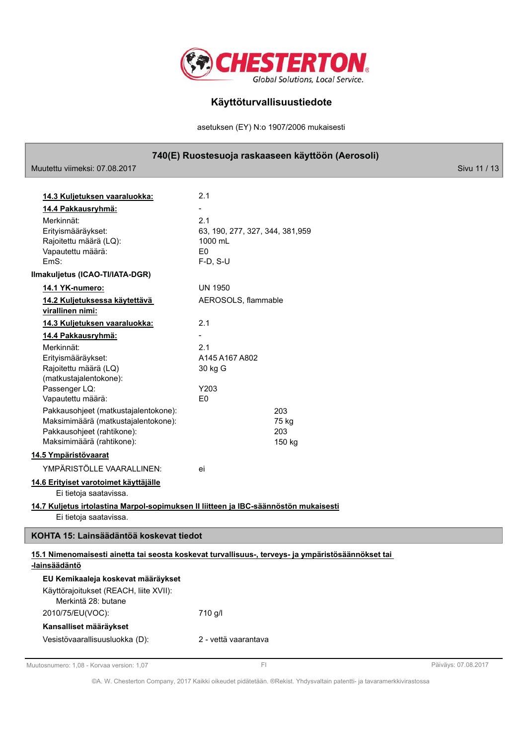**14.3 Kuljetuksen vaaraluokka:** 2.1

**14.4 Pakkausryhmä:** -

| | |
|---|---|
| Merkinnät: | 2.1 |
| Erityismääräykset: | 63, 190, 277, 327, 344, 381,959 |
| Rajoitettu määrä (LQ): | 1000 mL |
| Vapautettu määrä: | E0 |
| EmS: | F-D, S-U |

**Ilmakuljetus (ICAO-TI/IATA-DGR)**

**14.1 YK-numero:** UN 1950

**14.2 Kuljetuksessa käytettävä virallinen nimi:** AEROSOLS, flammable

**14.3 Kuljetuksen vaaraluokka:** 2.1

**14.4 Pakkausryhmä:** -

| | |
|---|---|
| Merkinnät: | 2.1 |
| Erityismääräykset: | A145 A167 A802 |
| Rajoitettu määrä (LQ) (matkustajalentokone): | 30 kg G |
| Passenger LQ: | Y203 |
| Vapautettu määrä: | E0 |
| Pakkausohjeet (matkustajalentokone): | 203 |
| Maksimimäärä (matkustajalentokone): | 75 kg |
| Pakkausohjeet (rahtikone): | 203 |
| Maksimimäärä (rahtikone): | 150 kg |

**14.5 Ympäristövaarat**

YMPÄRISTÖLLE VAARALLINEN: ei

**14.6 Erityiset varotoimet käyttäjälle**

Ei tietoja saatavissa.

**14.7 Kuljetus irtolastina Marpol-sopimuksen II liitteen ja IBC-säännöstön mukaisesti**

Ei tietoja saatavissa.

## KOHTA 15: Lainsäädäntöä koskevat tiedot

**15.1 Nimenomaisesti ainetta tai seosta koskevat turvallisuus-, terveys- ja ympäristösäännökset tai -lainsäädäntö**

**EU Kemikaaleja koskevat määräykset**

Käyttörajoitukset (REACH, liite XVII):
Merkintä 28: butane

2010/75/EU(VOC): 710 g/l

**Kansalliset määräykset**

Vesistövaarallisuusluokka (D): 2 - vettä vaarantava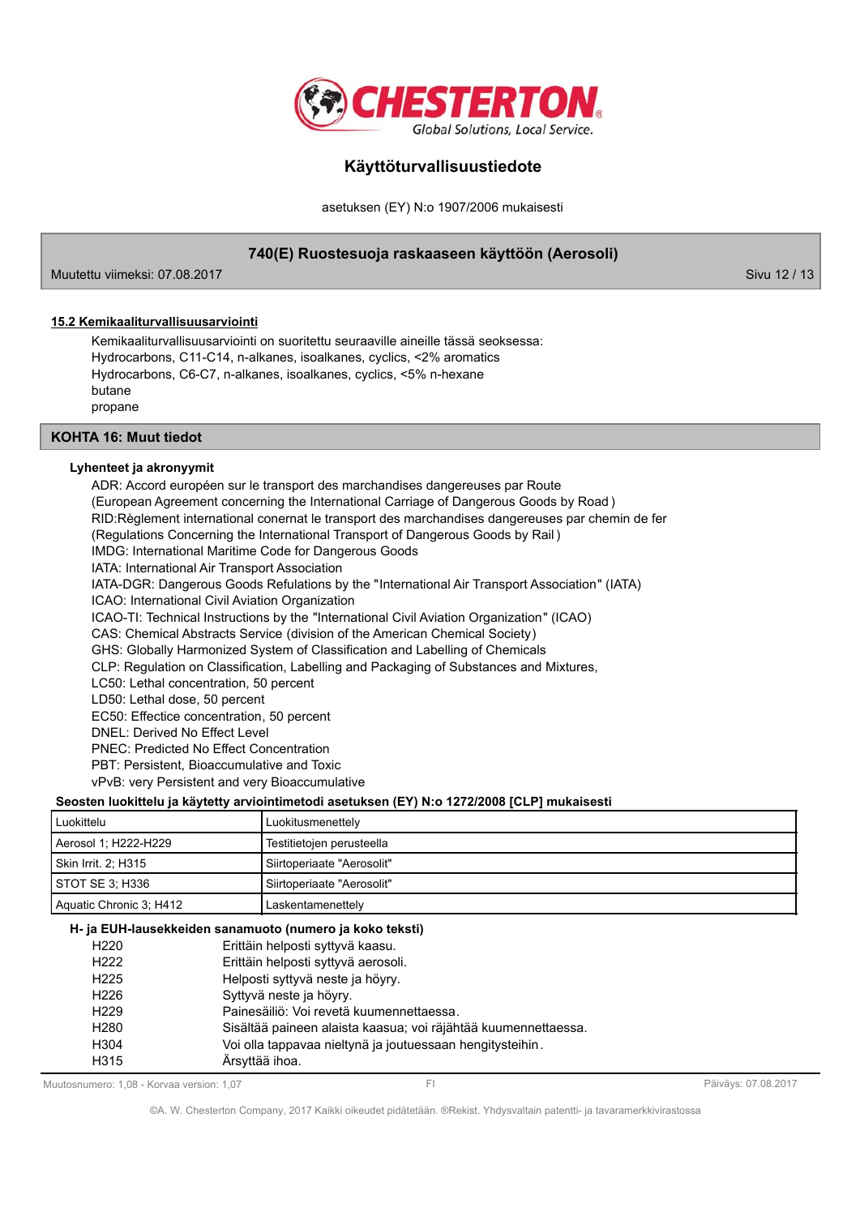### 15.2 Kemikaaliturvallisuusarviointi

Kemikaaliturvallisuusarviointi on suoritettu seuraaville aineille tässä seoksessa:
Hydrocarbons, C11-C14, n-alkanes, isoalkanes, cyclics, <2% aromatics
Hydrocarbons, C6-C7, n-alkanes, isoalkanes, cyclics, <5% n-hexane
butane
propane

## KOHTA 16: Muut tiedot

**Lyhenteet ja akronyymit**

ADR: Accord européen sur le transport des marchandises dangereuses par Route
(European Agreement concerning the International Carriage of Dangerous Goods by Road )
RID:Règlement international conernat le transport des marchandises dangereuses par chemin de fer
(Regulations Concerning the International Transport of Dangerous Goods by Rail )
IMDG: International Maritime Code for Dangerous Goods
IATA: International Air Transport Association
IATA-DGR: Dangerous Goods Refulations by the "International Air Transport Association" (IATA)
ICAO: International Civil Aviation Organization
ICAO-TI: Technical Instructions by the "International Civil Aviation Organization" (ICAO)
CAS: Chemical Abstracts Service (division of the American Chemical Society)
GHS: Globally Harmonized System of Classification and Labelling of Chemicals
CLP: Regulation on Classification, Labelling and Packaging of Substances and Mixtures,
LC50: Lethal concentration, 50 percent
LD50: Lethal dose, 50 percent
EC50: Effectice concentration, 50 percent
DNEL: Derived No Effect Level
PNEC: Predicted No Effect Concentration
PBT: Persistent, Bioaccumulative and Toxic
vPvB: very Persistent and very Bioaccumulative

**Seosten luokittelu ja käytetty arviointimetodi asetuksen (EY) N:o 1272/2008 [CLP] mukaisesti**

| Luokittelu | Luokitusmenettely |
|---|---|
| Aerosol 1; H222-H229 | Testitietojen perusteella |
| Skin Irrit. 2; H315 | Siirtoperiaate "Aerosolit" |
| STOT SE 3; H336 | Siirtoperiaate "Aerosolit" |
| Aquatic Chronic 3; H412 | Laskentamenettely |

**H- ja EUH-lausekkeiden sanamuoto (numero ja koko teksti)**

| | |
|---|---|
| H220 | Erittäin helposti syttyvä kaasu. |
| H222 | Erittäin helposti syttyvä aerosoli. |
| H225 | Helposti syttyvä neste ja höyry. |
| H226 | Syttyvä neste ja höyry. |
| H229 | Painesäiliö: Voi revetä kuumennettaessa. |
| H280 | Sisältää paineen alaista kaasua; voi räjähtää kuumennettaessa. |
| H304 | Voi olla tappavaa nieltynä ja joutuessaan hengitysteihin. |
| H315 | Ärsyttää ihoa. |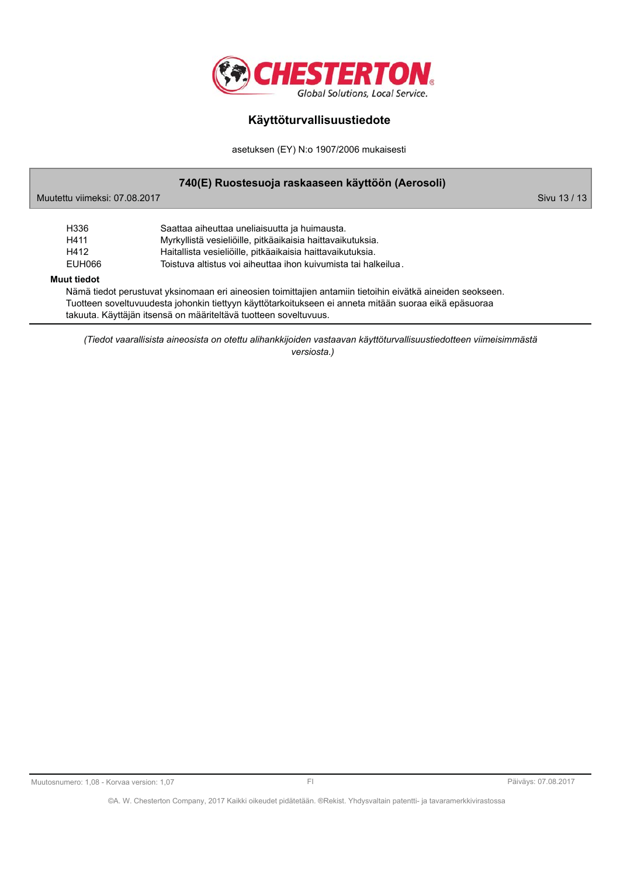| | |
|---|---|
| H336 | Saattaa aiheuttaa uneliaisuutta ja huimausta. |
| H411 | Myrkyllistä vesieliöille, pitkäaikaisia haittavaikutuksia. |
| H412 | Haitallista vesieliöille, pitkäaikaisia haittavaikutuksia. |
| EUH066 | Toistuva altistus voi aiheuttaa ihon kuivumista tai halkeilua. |

**Muut tiedot**

Nämä tiedot perustuvat yksinomaan eri aineosien toimittajien antamiin tietoihin eivätkä aineiden seokseen. Tuotteen soveltuvuudesta johonkin tiettyyn käyttötarkoitukseen ei anneta mitään suoraa eikä epäsuoraa takuuta. Käyttäjän itsensä on määriteltävä tuotteen soveltuvuus.

---

*(Tiedot vaarallisista aineosista on otettu alihankkijoiden vastaavan käyttöturvallisuustiedotteen viimeisimmästä versiosta.)*